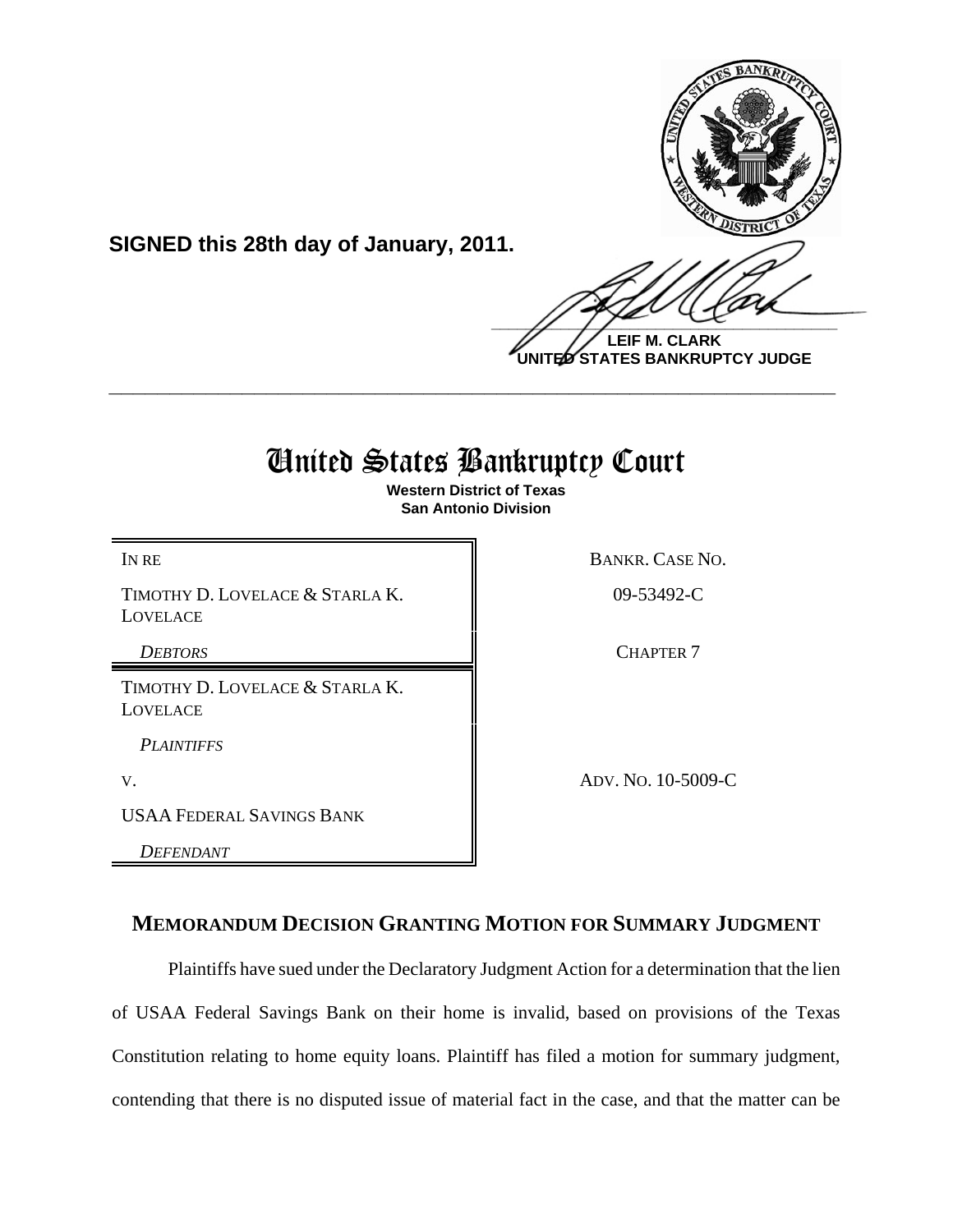**SIGNED this 28th day of January, 2011.**

**LEIF M. CLARK**
**UNITED STATES BANKRUPTCY JUDGE**

---

# United States Bankruptcy Court

**Western District of Texas**
**San Antonio Division**

| | |
|---|---|
| IN RE | BANKR. CASE NO. |
| TIMOTHY D. LOVELACE & STARLA K. LOVELACE | 09-53492-C |
| *DEBTORS* | CHAPTER 7 |
| TIMOTHY D. LOVELACE & STARLA K. LOVELACE | |
| *PLAINTIFFS* | |
| V. | ADV. NO. 10-5009-C |
| USAA FEDERAL SAVINGS BANK | |
| *DEFENDANT* | |

## MEMORANDUM DECISION GRANTING MOTION FOR SUMMARY JUDGMENT

Plaintiffs have sued under the Declaratory Judgment Action for a determination that the lien of USAA Federal Savings Bank on their home is invalid, based on provisions of the Texas Constitution relating to home equity loans. Plaintiff has filed a motion for summary judgment, contending that there is no disputed issue of material fact in the case, and that the matter can be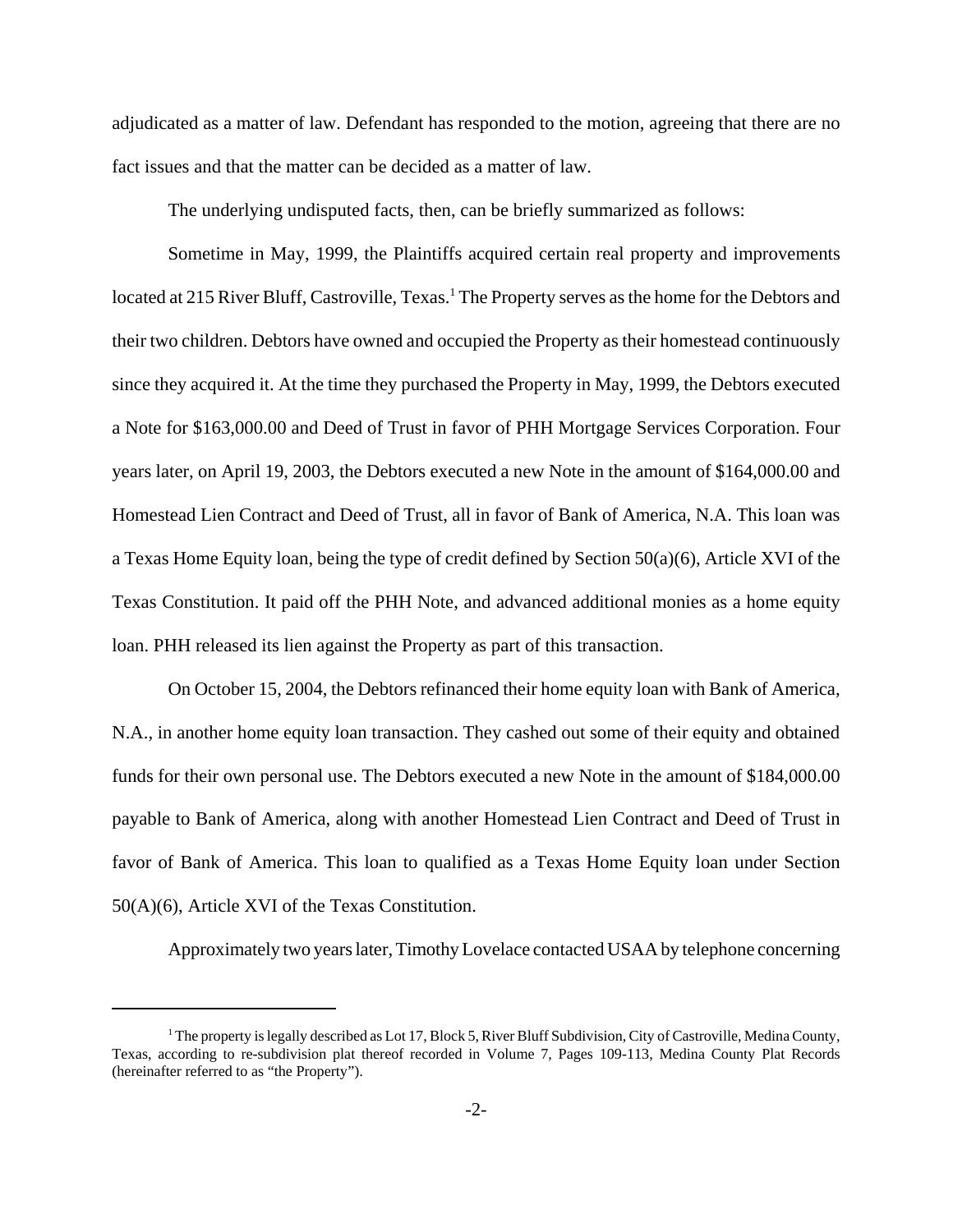adjudicated as a matter of law. Defendant has responded to the motion, agreeing that there are no fact issues and that the matter can be decided as a matter of law.

The underlying undisputed facts, then, can be briefly summarized as follows:

Sometime in May, 1999, the Plaintiffs acquired certain real property and improvements located at 215 River Bluff, Castroville, Texas.[1] The Property serves as the home for the Debtors and their two children. Debtors have owned and occupied the Property as their homestead continuously since they acquired it. At the time they purchased the Property in May, 1999, the Debtors executed a Note for $163,000.00 and Deed of Trust in favor of PHH Mortgage Services Corporation. Four years later, on April 19, 2003, the Debtors executed a new Note in the amount of $164,000.00 and Homestead Lien Contract and Deed of Trust, all in favor of Bank of America, N.A. This loan was a Texas Home Equity loan, being the type of credit defined by Section 50(a)(6), Article XVI of the Texas Constitution. It paid off the PHH Note, and advanced additional monies as a home equity loan. PHH released its lien against the Property as part of this transaction.

On October 15, 2004, the Debtors refinanced their home equity loan with Bank of America, N.A., in another home equity loan transaction. They cashed out some of their equity and obtained funds for their own personal use. The Debtors executed a new Note in the amount of $184,000.00 payable to Bank of America, along with another Homestead Lien Contract and Deed of Trust in favor of Bank of America. This loan to qualified as a Texas Home Equity loan under Section 50(A)(6), Article XVI of the Texas Constitution.

Approximately two years later, Timothy Lovelace contacted USAA by telephone concerning

[1] The property is legally described as Lot 17, Block 5, River Bluff Subdivision, City of Castroville, Medina County, Texas, according to re-subdivision plat thereof recorded in Volume 7, Pages 109-113, Medina County Plat Records (hereinafter referred to as "the Property").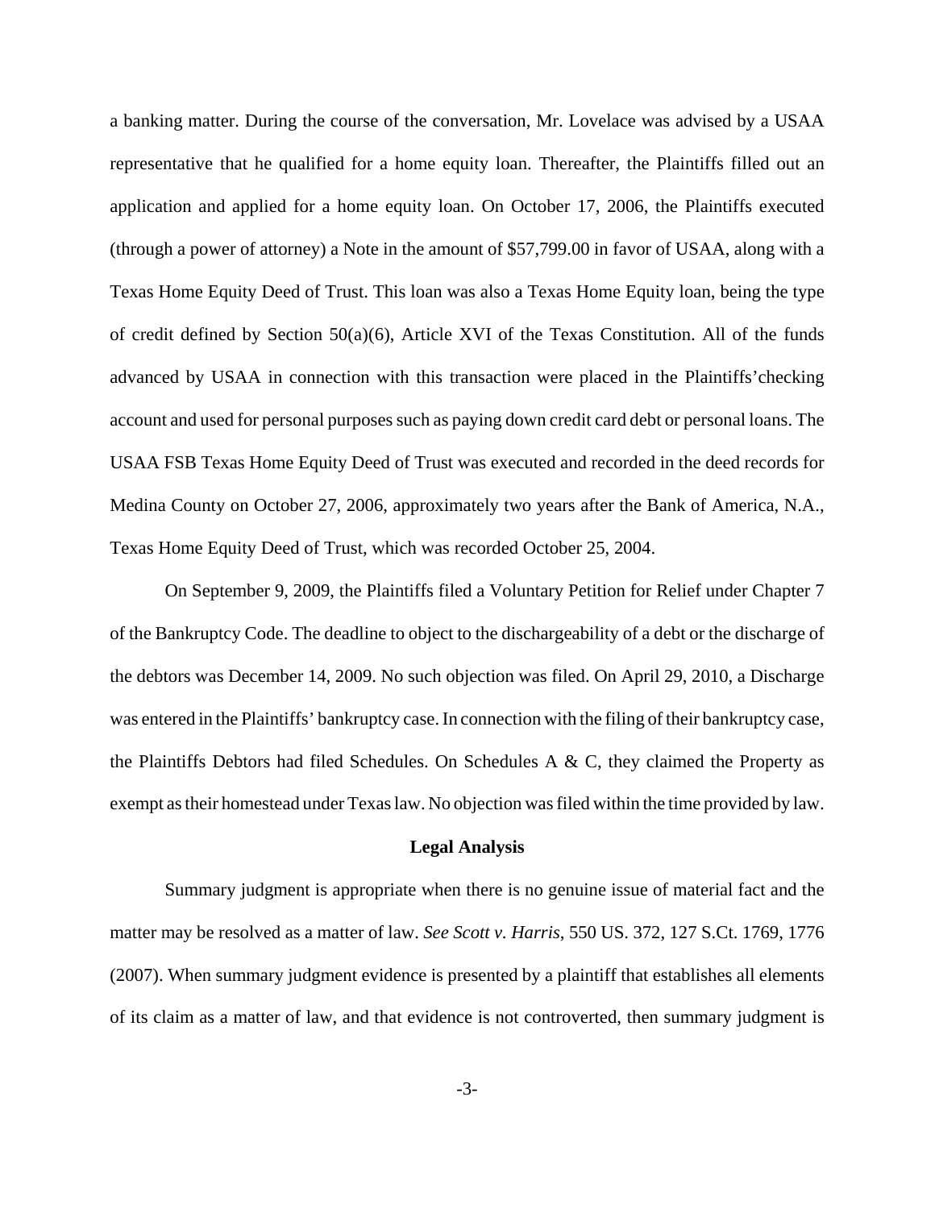a banking matter. During the course of the conversation, Mr. Lovelace was advised by a USAA representative that he qualified for a home equity loan. Thereafter, the Plaintiffs filled out an application and applied for a home equity loan. On October 17, 2006, the Plaintiffs executed (through a power of attorney) a Note in the amount of $57,799.00 in favor of USAA, along with a Texas Home Equity Deed of Trust. This loan was also a Texas Home Equity loan, being the type of credit defined by Section 50(a)(6), Article XVI of the Texas Constitution. All of the funds advanced by USAA in connection with this transaction were placed in the Plaintiffs'checking account and used for personal purposes such as paying down credit card debt or personal loans. The USAA FSB Texas Home Equity Deed of Trust was executed and recorded in the deed records for Medina County on October 27, 2006, approximately two years after the Bank of America, N.A., Texas Home Equity Deed of Trust, which was recorded October 25, 2004.

On September 9, 2009, the Plaintiffs filed a Voluntary Petition for Relief under Chapter 7 of the Bankruptcy Code. The deadline to object to the dischargeability of a debt or the discharge of the debtors was December 14, 2009. No such objection was filed. On April 29, 2010, a Discharge was entered in the Plaintiffs' bankruptcy case. In connection with the filing of their bankruptcy case, the Plaintiffs Debtors had filed Schedules. On Schedules A & C, they claimed the Property as exempt as their homestead under Texas law. No objection was filed within the time provided by law.

**Legal Analysis**

Summary judgment is appropriate when there is no genuine issue of material fact and the matter may be resolved as a matter of law. *See Scott v. Harris*, 550 US. 372, 127 S.Ct. 1769, 1776 (2007). When summary judgment evidence is presented by a plaintiff that establishes all elements of its claim as a matter of law, and that evidence is not controverted, then summary judgment is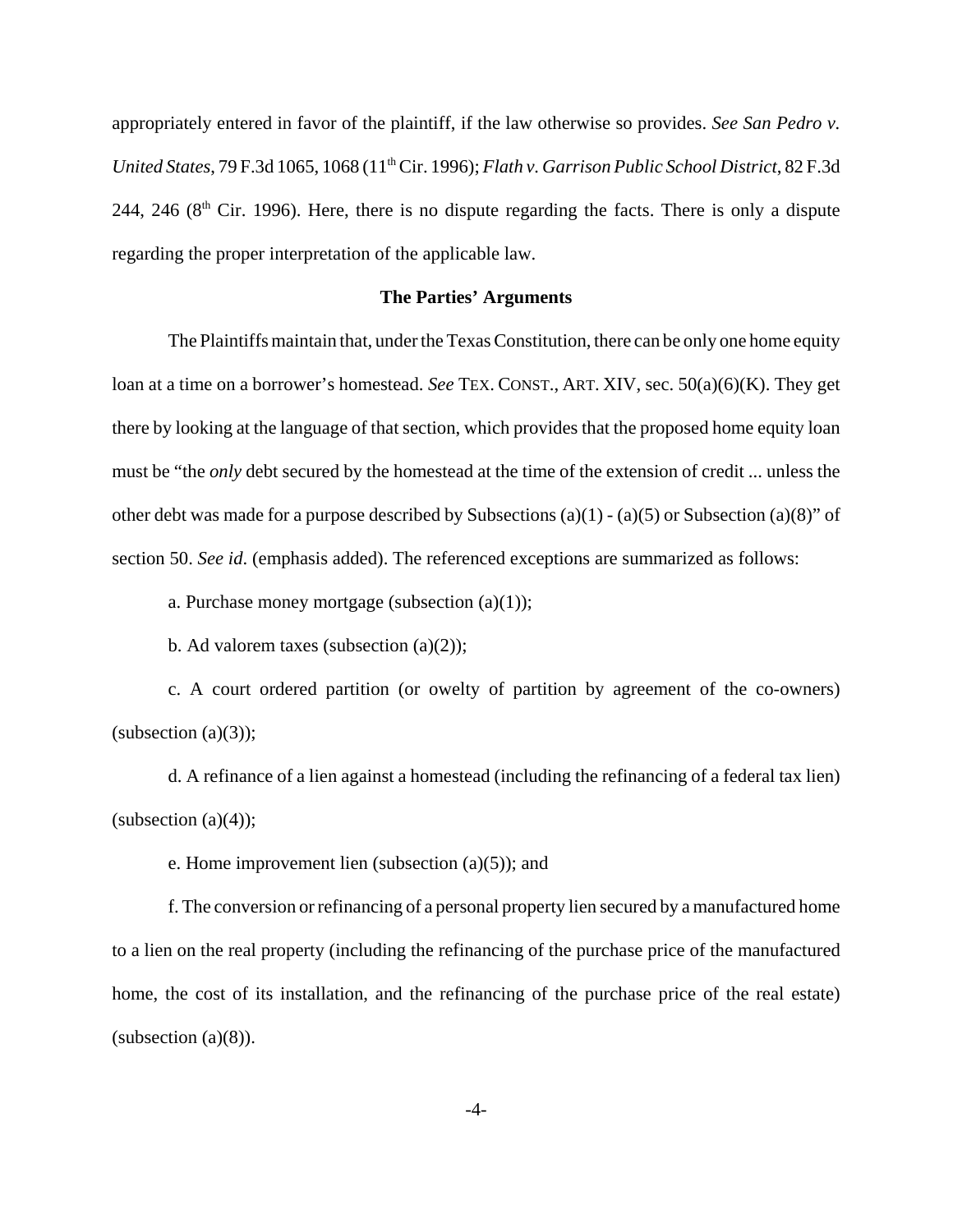appropriately entered in favor of the plaintiff, if the law otherwise so provides. *See San Pedro v. United States*, 79 F.3d 1065, 1068 (11th Cir. 1996); *Flath v. Garrison Public School District*, 82 F.3d 244, 246 (8th Cir. 1996). Here, there is no dispute regarding the facts. There is only a dispute regarding the proper interpretation of the applicable law.

**The Parties' Arguments**

The Plaintiffs maintain that, under the Texas Constitution, there can be only one home equity loan at a time on a borrower's homestead. *See* TEX. CONST., ART. XIV, sec. 50(a)(6)(K). They get there by looking at the language of that section, which provides that the proposed home equity loan must be "the *only* debt secured by the homestead at the time of the extension of credit ... unless the other debt was made for a purpose described by Subsections (a)(1) - (a)(5) or Subsection (a)(8)" of section 50. *See id.* (emphasis added). The referenced exceptions are summarized as follows:

a. Purchase money mortgage (subsection (a)(1));

b. Ad valorem taxes (subsection (a)(2));

c. A court ordered partition (or owelty of partition by agreement of the co-owners) (subsection (a)(3));

d. A refinance of a lien against a homestead (including the refinancing of a federal tax lien) (subsection (a)(4));

e. Home improvement lien (subsection (a)(5)); and

f. The conversion or refinancing of a personal property lien secured by a manufactured home to a lien on the real property (including the refinancing of the purchase price of the manufactured home, the cost of its installation, and the refinancing of the purchase price of the real estate) (subsection (a)(8)).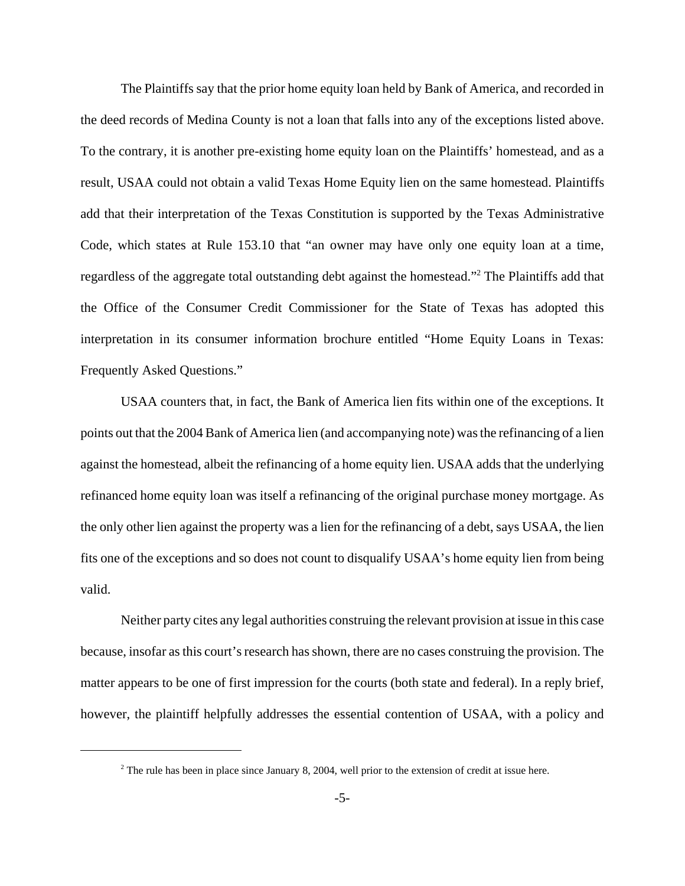The Plaintiffs say that the prior home equity loan held by Bank of America, and recorded in the deed records of Medina County is not a loan that falls into any of the exceptions listed above. To the contrary, it is another pre-existing home equity loan on the Plaintiffs' homestead, and as a result, USAA could not obtain a valid Texas Home Equity lien on the same homestead. Plaintiffs add that their interpretation of the Texas Constitution is supported by the Texas Administrative Code, which states at Rule 153.10 that "an owner may have only one equity loan at a time, regardless of the aggregate total outstanding debt against the homestead."[2] The Plaintiffs add that the Office of the Consumer Credit Commissioner for the State of Texas has adopted this interpretation in its consumer information brochure entitled "Home Equity Loans in Texas: Frequently Asked Questions."

USAA counters that, in fact, the Bank of America lien fits within one of the exceptions. It points out that the 2004 Bank of America lien (and accompanying note) was the refinancing of a lien against the homestead, albeit the refinancing of a home equity lien. USAA adds that the underlying refinanced home equity loan was itself a refinancing of the original purchase money mortgage. As the only other lien against the property was a lien for the refinancing of a debt, says USAA, the lien fits one of the exceptions and so does not count to disqualify USAA's home equity lien from being valid.

Neither party cites any legal authorities construing the relevant provision at issue in this case because, insofar as this court's research has shown, there are no cases construing the provision. The matter appears to be one of first impression for the courts (both state and federal). In a reply brief, however, the plaintiff helpfully addresses the essential contention of USAA, with a policy and

[2] The rule has been in place since January 8, 2004, well prior to the extension of credit at issue here.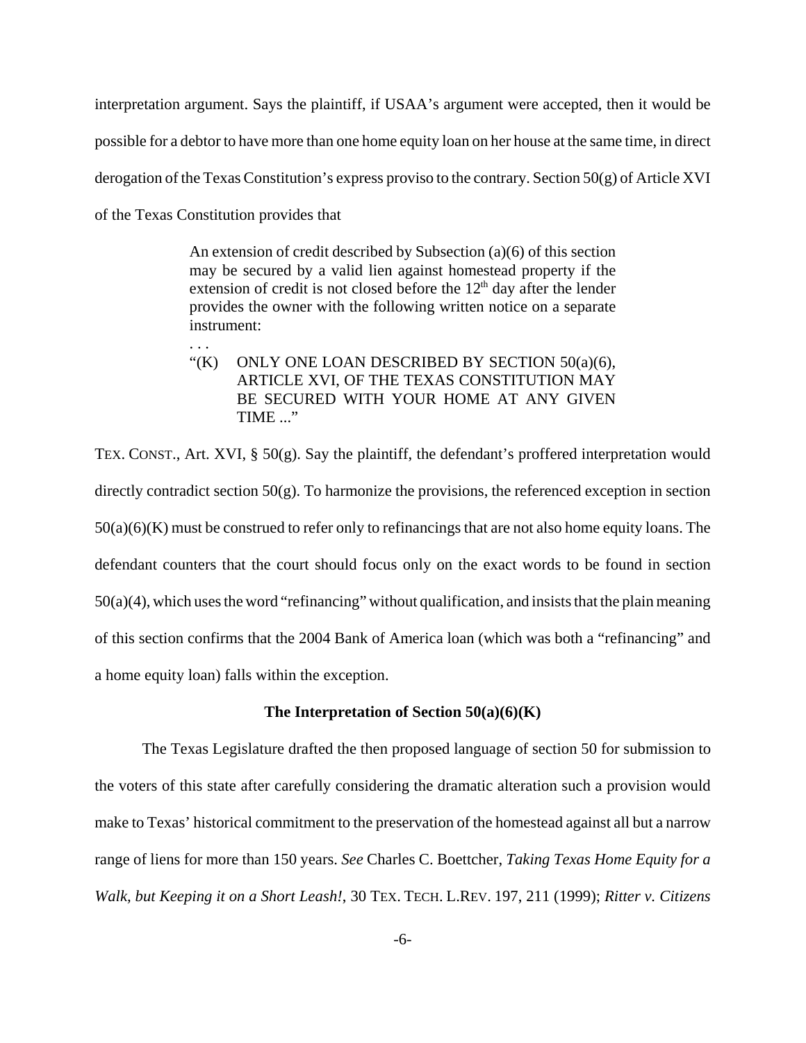interpretation argument. Says the plaintiff, if USAA's argument were accepted, then it would be possible for a debtor to have more than one home equity loan on her house at the same time, in direct derogation of the Texas Constitution's express proviso to the contrary. Section 50(g) of Article XVI of the Texas Constitution provides that

> An extension of credit described by Subsection (a)(6) of this section may be secured by a valid lien against homestead property if the extension of credit is not closed before the 12th day after the lender provides the owner with the following written notice on a separate instrument:
>
> . . .
>
> "(K) ONLY ONE LOAN DESCRIBED BY SECTION 50(a)(6), ARTICLE XVI, OF THE TEXAS CONSTITUTION MAY BE SECURED WITH YOUR HOME AT ANY GIVEN TIME ..."

TEX. CONST., Art. XVI, § 50(g). Say the plaintiff, the defendant's proffered interpretation would directly contradict section 50(g). To harmonize the provisions, the referenced exception in section 50(a)(6)(K) must be construed to refer only to refinancings that are not also home equity loans. The defendant counters that the court should focus only on the exact words to be found in section 50(a)(4), which uses the word "refinancing" without qualification, and insists that the plain meaning of this section confirms that the 2004 Bank of America loan (which was both a "refinancing" and a home equity loan) falls within the exception.

**The Interpretation of Section 50(a)(6)(K)**

The Texas Legislature drafted the then proposed language of section 50 for submission to the voters of this state after carefully considering the dramatic alteration such a provision would make to Texas' historical commitment to the preservation of the homestead against all but a narrow range of liens for more than 150 years. *See* Charles C. Boettcher, *Taking Texas Home Equity for a Walk, but Keeping it on a Short Leash!*, 30 TEX. TECH. L.REV. 197, 211 (1999); *Ritter v. Citizens*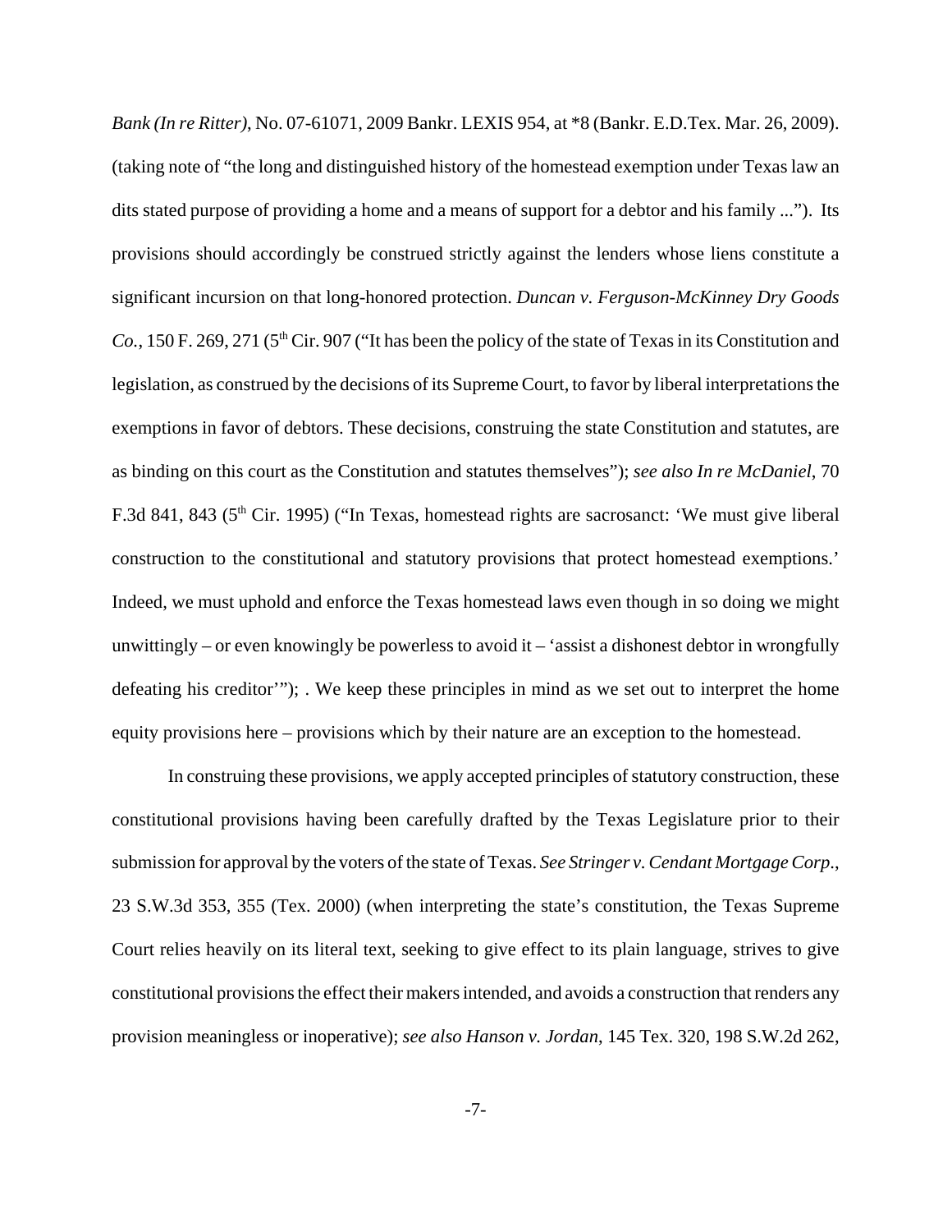*Bank (In re Ritter)*, No. 07-61071, 2009 Bankr. LEXIS 954, at *8 (Bankr. E.D.Tex. Mar. 26, 2009). (taking note of "the long and distinguished history of the homestead exemption under Texas law an dits stated purpose of providing a home and a means of support for a debtor and his family ..."). Its provisions should accordingly be construed strictly against the lenders whose liens constitute a significant incursion on that long-honored protection. *Duncan v. Ferguson-McKinney Dry Goods Co.*, 150 F. 269, 271 (5th Cir. 907 ("It has been the policy of the state of Texas in its Constitution and legislation, as construed by the decisions of its Supreme Court, to favor by liberal interpretations the exemptions in favor of debtors. These decisions, construing the state Constitution and statutes, are as binding on this court as the Constitution and statutes themselves"); *see also In re McDaniel*, 70 F.3d 841, 843 (5th Cir. 1995) ("In Texas, homestead rights are sacrosanct: 'We must give liberal construction to the constitutional and statutory provisions that protect homestead exemptions.' Indeed, we must uphold and enforce the Texas homestead laws even though in so doing we might unwittingly – or even knowingly be powerless to avoid it – 'assist a dishonest debtor in wrongfully defeating his creditor'"); . We keep these principles in mind as we set out to interpret the home equity provisions here – provisions which by their nature are an exception to the homestead.

In construing these provisions, we apply accepted principles of statutory construction, these constitutional provisions having been carefully drafted by the Texas Legislature prior to their submission for approval by the voters of the state of Texas. *See Stringer v. Cendant Mortgage Corp.*, 23 S.W.3d 353, 355 (Tex. 2000) (when interpreting the state's constitution, the Texas Supreme Court relies heavily on its literal text, seeking to give effect to its plain language, strives to give constitutional provisions the effect their makers intended, and avoids a construction that renders any provision meaningless or inoperative); *see also Hanson v. Jordan*, 145 Tex. 320, 198 S.W.2d 262,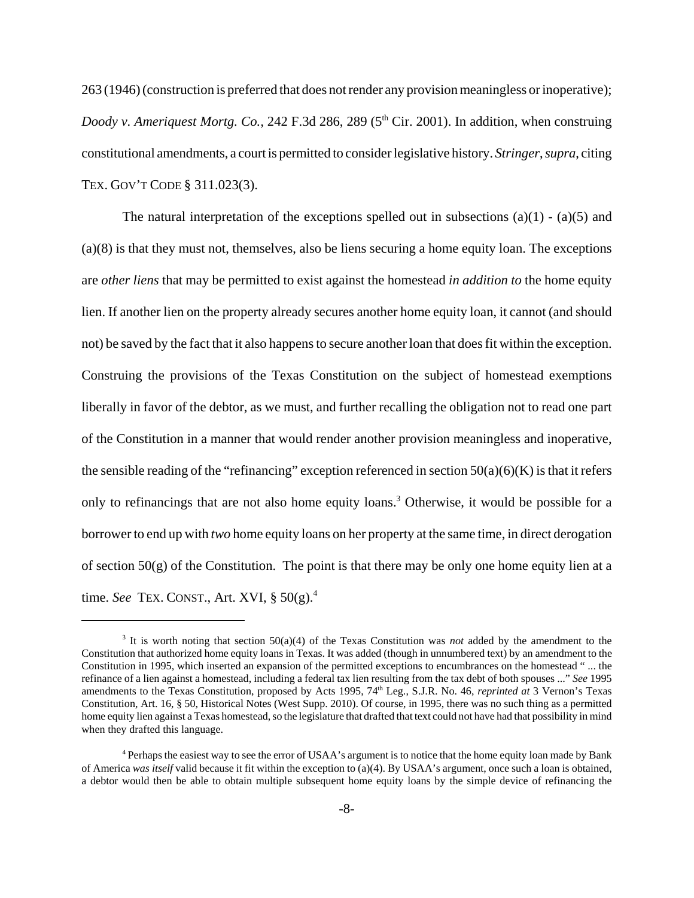263 (1946) (construction is preferred that does not render any provision meaningless or inoperative); *Doody v. Ameriquest Mortg. Co.*, 242 F.3d 286, 289 (5th Cir. 2001). In addition, when construing constitutional amendments, a court is permitted to consider legislative history. *Stringer*, *supra*, citing TEX. GOV'T CODE § 311.023(3).

The natural interpretation of the exceptions spelled out in subsections (a)(1) - (a)(5) and (a)(8) is that they must not, themselves, also be liens securing a home equity loan. The exceptions are *other liens* that may be permitted to exist against the homestead *in addition to* the home equity lien. If another lien on the property already secures another home equity loan, it cannot (and should not) be saved by the fact that it also happens to secure another loan that does fit within the exception. Construing the provisions of the Texas Constitution on the subject of homestead exemptions liberally in favor of the debtor, as we must, and further recalling the obligation not to read one part of the Constitution in a manner that would render another provision meaningless and inoperative, the sensible reading of the "refinancing" exception referenced in section 50(a)(6)(K) is that it refers only to refinancings that are not also home equity loans.[3] Otherwise, it would be possible for a borrower to end up with *two* home equity loans on her property at the same time, in direct derogation of section 50(g) of the Constitution. The point is that there may be only one home equity lien at a time. *See* TEX. CONST., Art. XVI, § 50(g).[4]

---

[3] It is worth noting that section 50(a)(4) of the Texas Constitution was *not* added by the amendment to the Constitution that authorized home equity loans in Texas. It was added (though in unnumbered text) by an amendment to the Constitution in 1995, which inserted an expansion of the permitted exceptions to encumbrances on the homestead " ... the refinance of a lien against a homestead, including a federal tax lien resulting from the tax debt of both spouses ..." *See* 1995 amendments to the Texas Constitution, proposed by Acts 1995, 74th Leg., S.J.R. No. 46, *reprinted at* 3 Vernon's Texas Constitution, Art. 16, § 50, Historical Notes (West Supp. 2010). Of course, in 1995, there was no such thing as a permitted home equity lien against a Texas homestead, so the legislature that drafted that text could not have had that possibility in mind when they drafted this language.

[4] Perhaps the easiest way to see the error of USAA's argument is to notice that the home equity loan made by Bank of America *was itself* valid because it fit within the exception to (a)(4). By USAA's argument, once such a loan is obtained, a debtor would then be able to obtain multiple subsequent home equity loans by the simple device of refinancing the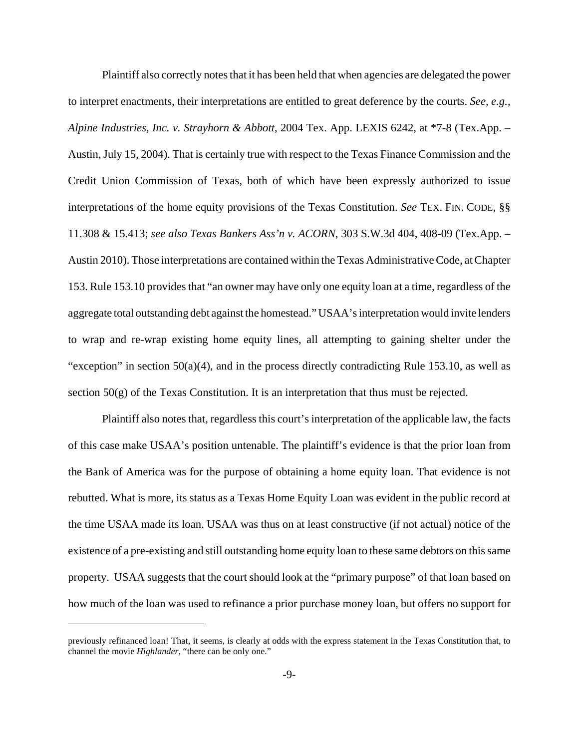Plaintiff also correctly notes that it has been held that when agencies are delegated the power to interpret enactments, their interpretations are entitled to great deference by the courts. *See, e.g., Alpine Industries, Inc. v. Strayhorn & Abbott*, 2004 Tex. App. LEXIS 6242, at *7-8 (Tex.App. – Austin, July 15, 2004). That is certainly true with respect to the Texas Finance Commission and the Credit Union Commission of Texas, both of which have been expressly authorized to issue interpretations of the home equity provisions of the Texas Constitution. *See* TEX. FIN. CODE, §§ 11.308 & 15.413; *see also Texas Bankers Ass'n v. ACORN*, 303 S.W.3d 404, 408-09 (Tex.App. – Austin 2010). Those interpretations are contained within the Texas Administrative Code, at Chapter 153. Rule 153.10 provides that "an owner may have only one equity loan at a time, regardless of the aggregate total outstanding debt against the homestead." USAA's interpretation would invite lenders to wrap and re-wrap existing home equity lines, all attempting to gaining shelter under the "exception" in section 50(a)(4), and in the process directly contradicting Rule 153.10, as well as section 50(g) of the Texas Constitution. It is an interpretation that thus must be rejected.

Plaintiff also notes that, regardless this court's interpretation of the applicable law, the facts of this case make USAA's position untenable. The plaintiff's evidence is that the prior loan from the Bank of America was for the purpose of obtaining a home equity loan. That evidence is not rebutted. What is more, its status as a Texas Home Equity Loan was evident in the public record at the time USAA made its loan. USAA was thus on at least constructive (if not actual) notice of the existence of a pre-existing and still outstanding home equity loan to these same debtors on this same property. USAA suggests that the court should look at the "primary purpose" of that loan based on how much of the loan was used to refinance a prior purchase money loan, but offers no support for

---

previously refinanced loan! That, it seems, is clearly at odds with the express statement in the Texas Constitution that, to channel the movie *Highlander*, "there can be only one."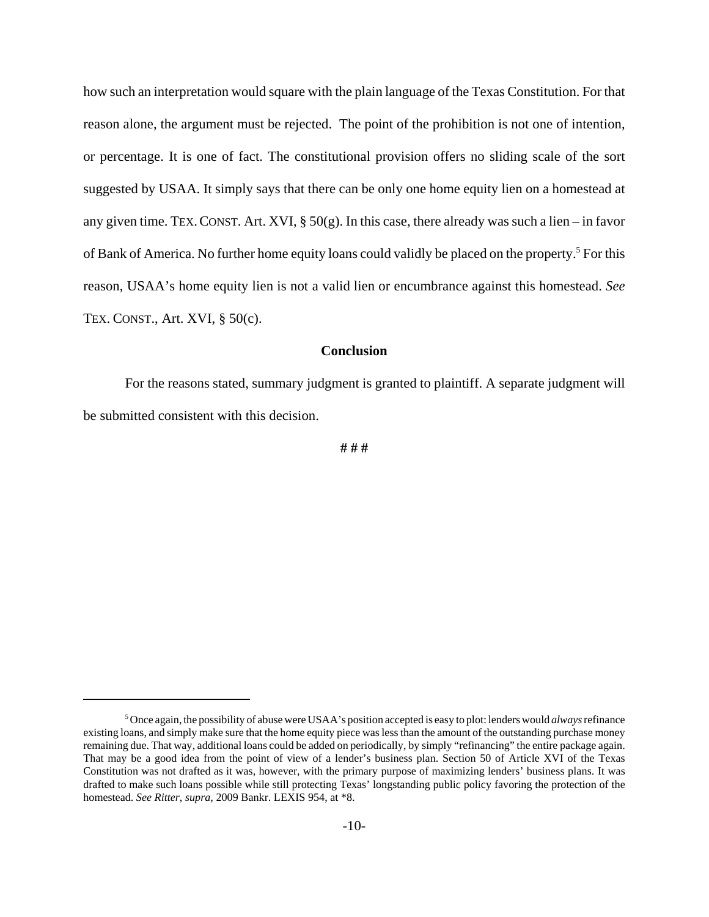how such an interpretation would square with the plain language of the Texas Constitution. For that reason alone, the argument must be rejected. The point of the prohibition is not one of intention, or percentage. It is one of fact. The constitutional provision offers no sliding scale of the sort suggested by USAA. It simply says that there can be only one home equity lien on a homestead at any given time. TEX. CONST. Art. XVI, § 50(g). In this case, there already was such a lien – in favor of Bank of America. No further home equity loans could validly be placed on the property.[5] For this reason, USAA's home equity lien is not a valid lien or encumbrance against this homestead. *See* TEX. CONST., Art. XVI, § 50(c).

## Conclusion

For the reasons stated, summary judgment is granted to plaintiff. A separate judgment will be submitted consistent with this decision.

# # #

---

[5] Once again, the possibility of abuse were USAA's position accepted is easy to plot: lenders would *always* refinance existing loans, and simply make sure that the home equity piece was less than the amount of the outstanding purchase money remaining due. That way, additional loans could be added on periodically, by simply "refinancing" the entire package again. That may be a good idea from the point of view of a lender's business plan. Section 50 of Article XVI of the Texas Constitution was not drafted as it was, however, with the primary purpose of maximizing lenders' business plans. It was drafted to make such loans possible while still protecting Texas' longstanding public policy favoring the protection of the homestead. *See Ritter, supra*, 2009 Bankr. LEXIS 954, at *8.